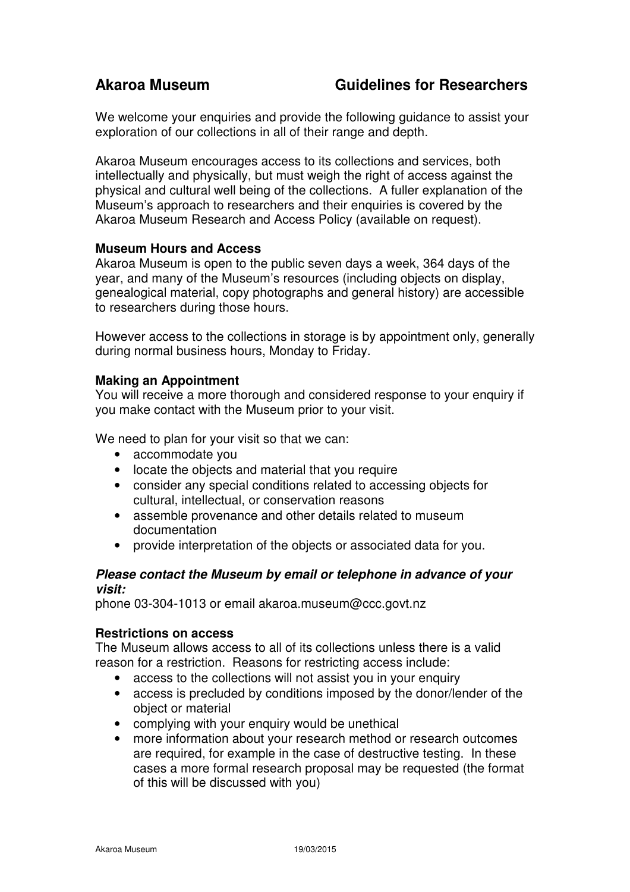# Akaroa Museum — Guidelines for Researchers

We welcome your enquiries and provide the following guidance to assist your exploration of our collections in all of their range and depth.

Akaroa Museum encourages access to its collections and services, both intellectually and physically, but must weigh the right of access against the physical and cultural well being of the collections. A fuller explanation of the Museum's approach to researchers and their enquiries is covered by the Akaroa Museum Research and Access Policy (available on request).

**Museum Hours and Access**

Akaroa Museum is open to the public seven days a week, 364 days of the year, and many of the Museum's resources (including objects on display, genealogical material, copy photographs and general history) are accessible to researchers during those hours.

However access to the collections in storage is by appointment only, generally during normal business hours, Monday to Friday.

**Making an Appointment**

You will receive a more thorough and considered response to your enquiry if you make contact with the Museum prior to your visit.

We need to plan for your visit so that we can:

- accommodate you
- locate the objects and material that you require
- consider any special conditions related to accessing objects for cultural, intellectual, or conservation reasons
- assemble provenance and other details related to museum documentation
- provide interpretation of the objects or associated data for you.

***Please contact the Museum by email or telephone in advance of your visit:***

phone 03-304-1013 or email akaroa.museum@ccc.govt.nz

**Restrictions on access**

The Museum allows access to all of its collections unless there is a valid reason for a restriction. Reasons for restricting access include:

- access to the collections will not assist you in your enquiry
- access is precluded by conditions imposed by the donor/lender of the object or material
- complying with your enquiry would be unethical
- more information about your research method or research outcomes are required, for example in the case of destructive testing. In these cases a more formal research proposal may be requested (the format of this will be discussed with you)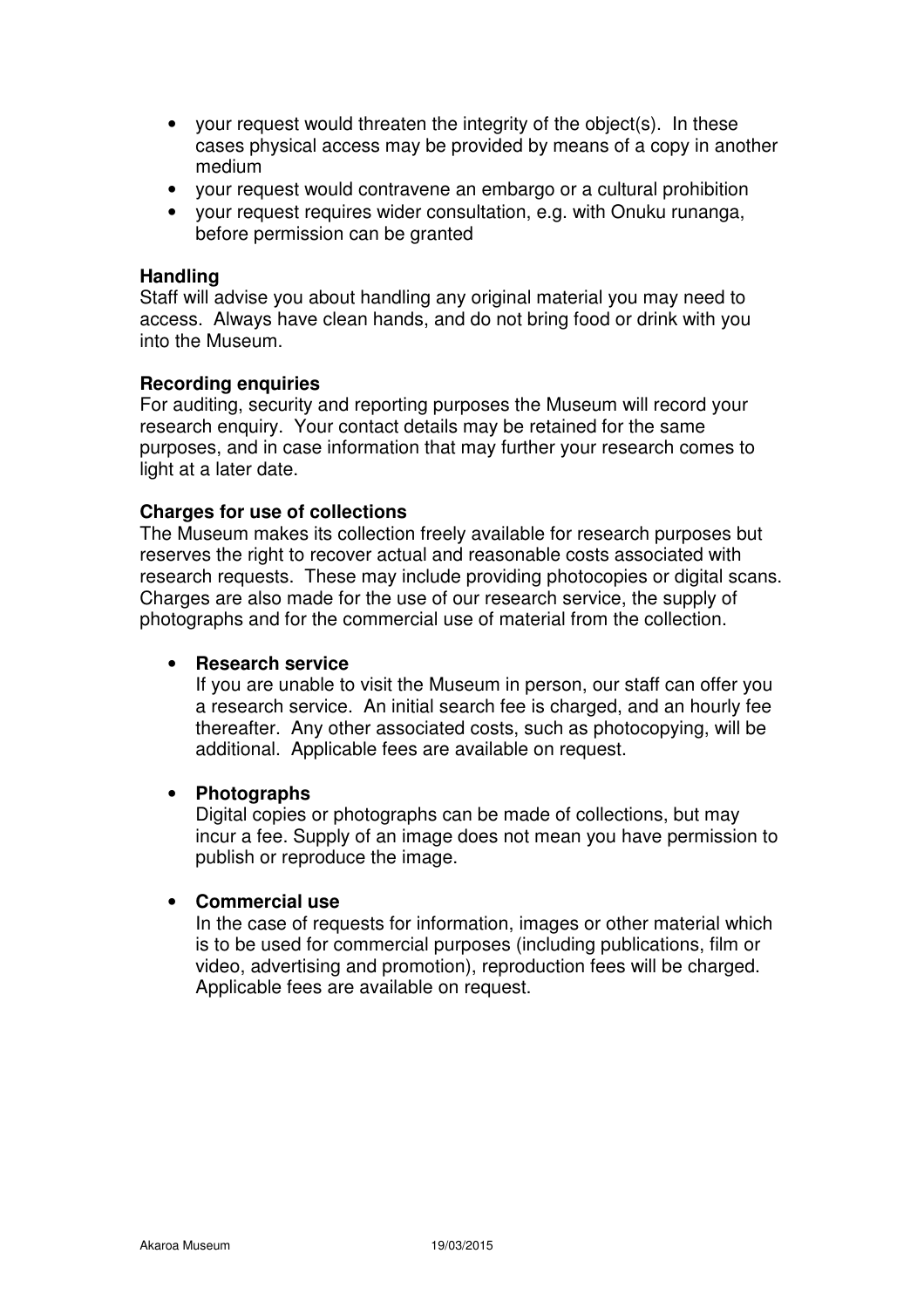- your request would threaten the integrity of the object(s). In these cases physical access may be provided by means of a copy in another medium
- your request would contravene an embargo or a cultural prohibition
- your request requires wider consultation, e.g. with Onuku runanga, before permission can be granted

**Handling**

Staff will advise you about handling any original material you may need to access. Always have clean hands, and do not bring food or drink with you into the Museum.

**Recording enquiries**

For auditing, security and reporting purposes the Museum will record your research enquiry. Your contact details may be retained for the same purposes, and in case information that may further your research comes to light at a later date.

**Charges for use of collections**

The Museum makes its collection freely available for research purposes but reserves the right to recover actual and reasonable costs associated with research requests. These may include providing photocopies or digital scans. Charges are also made for the use of our research service, the supply of photographs and for the commercial use of material from the collection.

- **Research service**
  If you are unable to visit the Museum in person, our staff can offer you a research service. An initial search fee is charged, and an hourly fee thereafter. Any other associated costs, such as photocopying, will be additional. Applicable fees are available on request.

- **Photographs**
  Digital copies or photographs can be made of collections, but may incur a fee. Supply of an image does not mean you have permission to publish or reproduce the image.

- **Commercial use**
  In the case of requests for information, images or other material which is to be used for commercial purposes (including publications, film or video, advertising and promotion), reproduction fees will be charged. Applicable fees are available on request.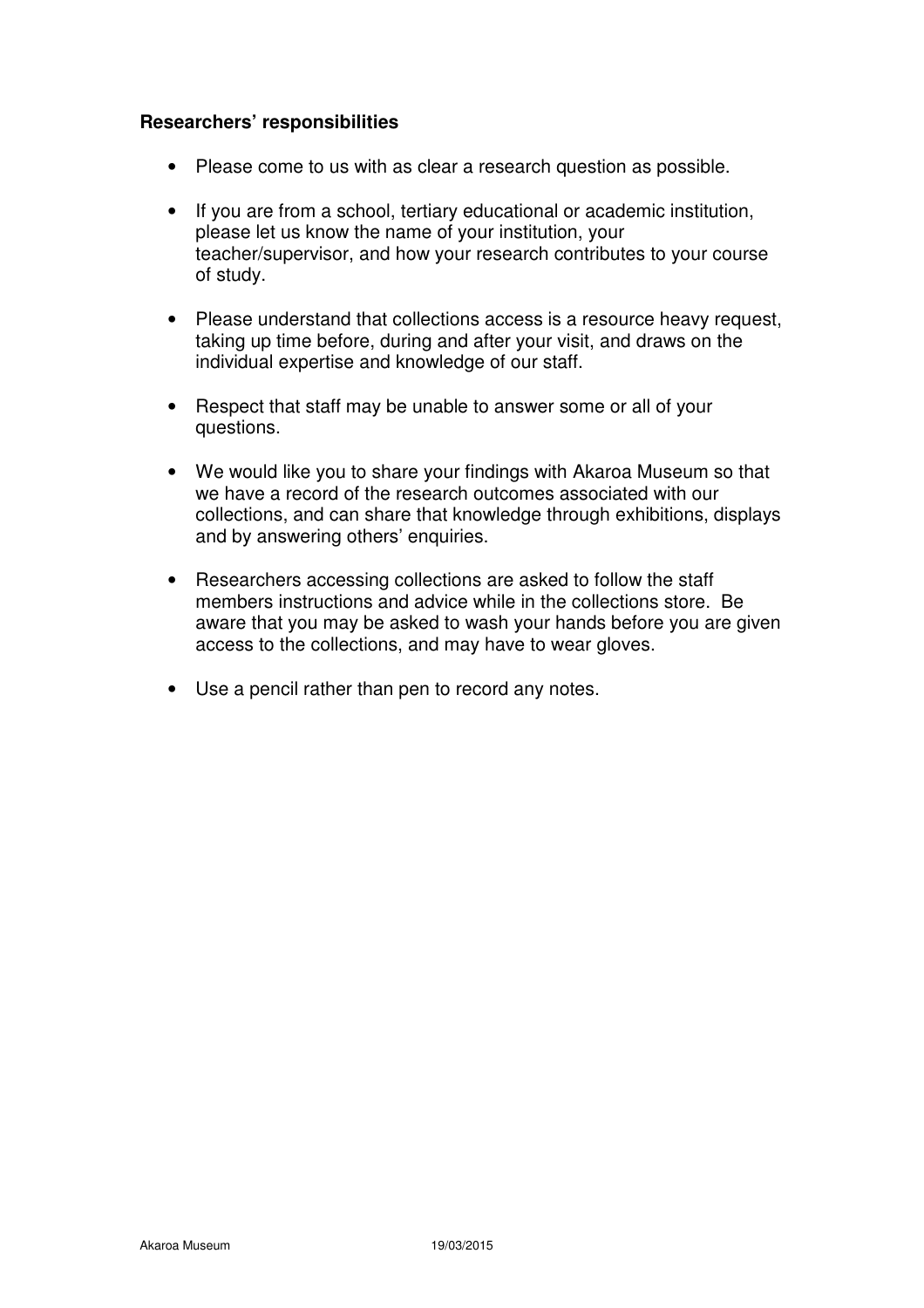**Researchers' responsibilities**

- Please come to us with as clear a research question as possible.
- If you are from a school, tertiary educational or academic institution, please let us know the name of your institution, your teacher/supervisor, and how your research contributes to your course of study.
- Please understand that collections access is a resource heavy request, taking up time before, during and after your visit, and draws on the individual expertise and knowledge of our staff.
- Respect that staff may be unable to answer some or all of your questions.
- We would like you to share your findings with Akaroa Museum so that we have a record of the research outcomes associated with our collections, and can share that knowledge through exhibitions, displays and by answering others' enquiries.
- Researchers accessing collections are asked to follow the staff members instructions and advice while in the collections store. Be aware that you may be asked to wash your hands before you are given access to the collections, and may have to wear gloves.
- Use a pencil rather than pen to record any notes.